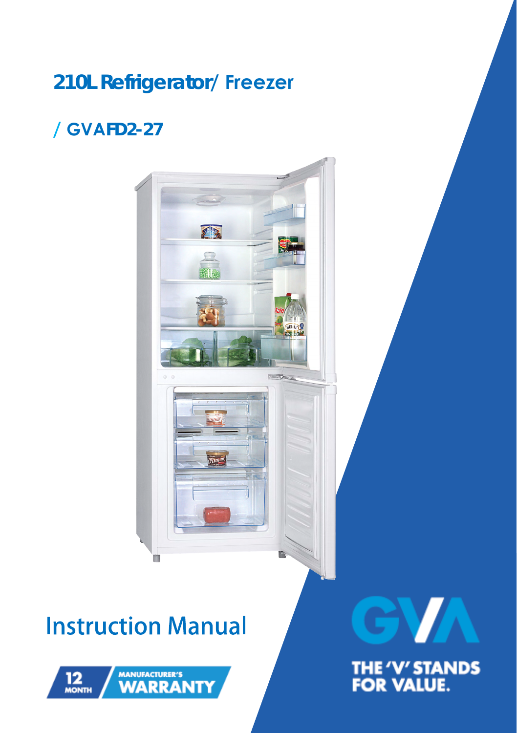# 210L Refrigerator/ Freezer

## / GVAFD2-27

Instruction Manual

12 MONTH MANUFACTURER'S WARRANTY

GVA

THE 'V' STANDS FOR VALUE.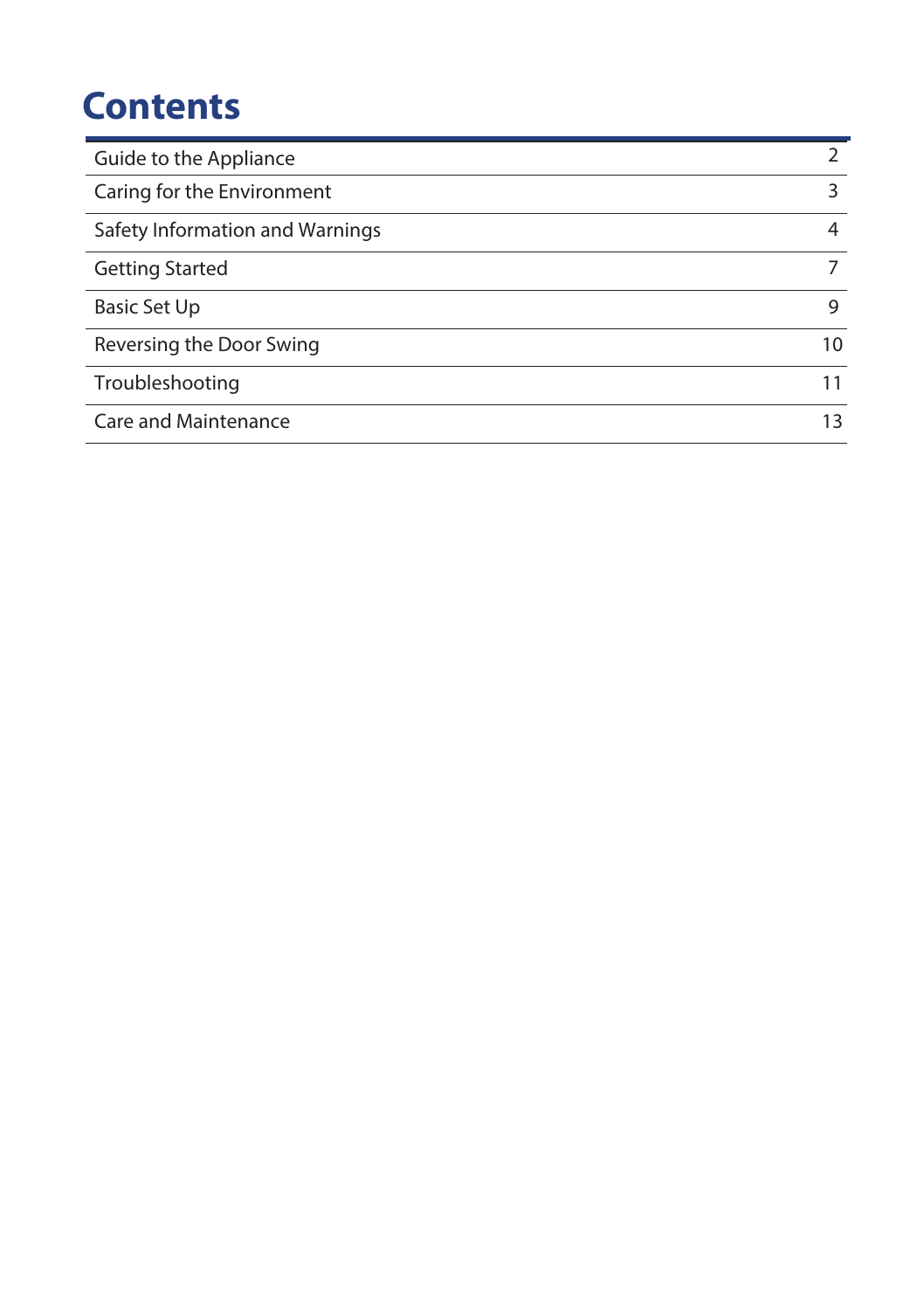# Contents

| | |
|---|---|
| Guide to the Appliance | 2 |
| Caring for the Environment | 3 |
| Safety Information and Warnings | 4 |
| Getting Started | 7 |
| Basic Set Up | 9 |
| Reversing the Door Swing | 10 |
| Troubleshooting | 11 |
| Care and Maintenance | 13 |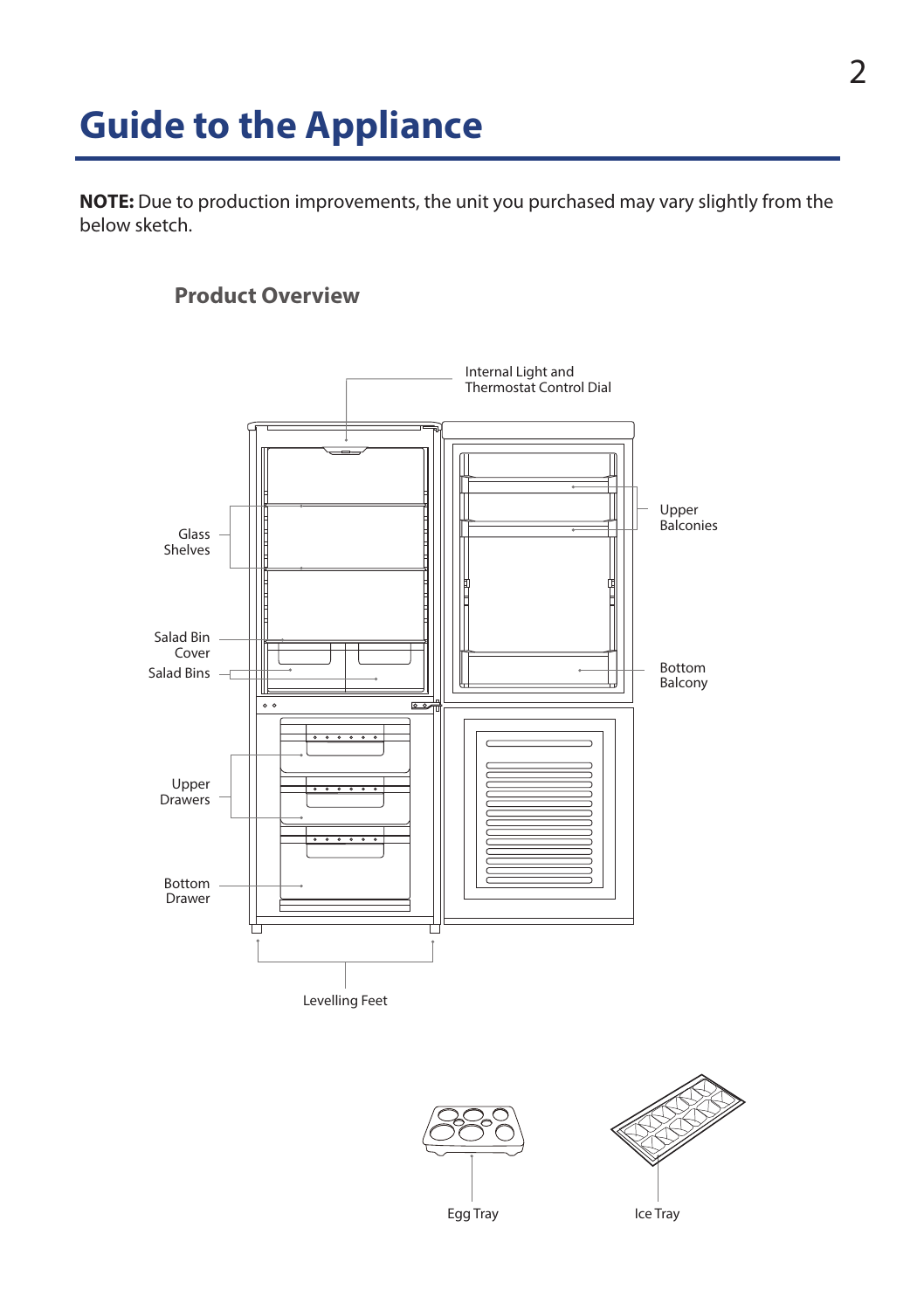# Guide to the Appliance

**NOTE:** Due to production improvements, the unit you purchased may vary slightly from the below sketch.

## Product Overview

Internal Light and Thermostat Control Dial

Glass Shelves

Salad Bin Cover

Salad Bins

Upper Drawers

Bottom Drawer

Upper Balconies

Bottom Balcony

Levelling Feet

Egg Tray

Ice Tray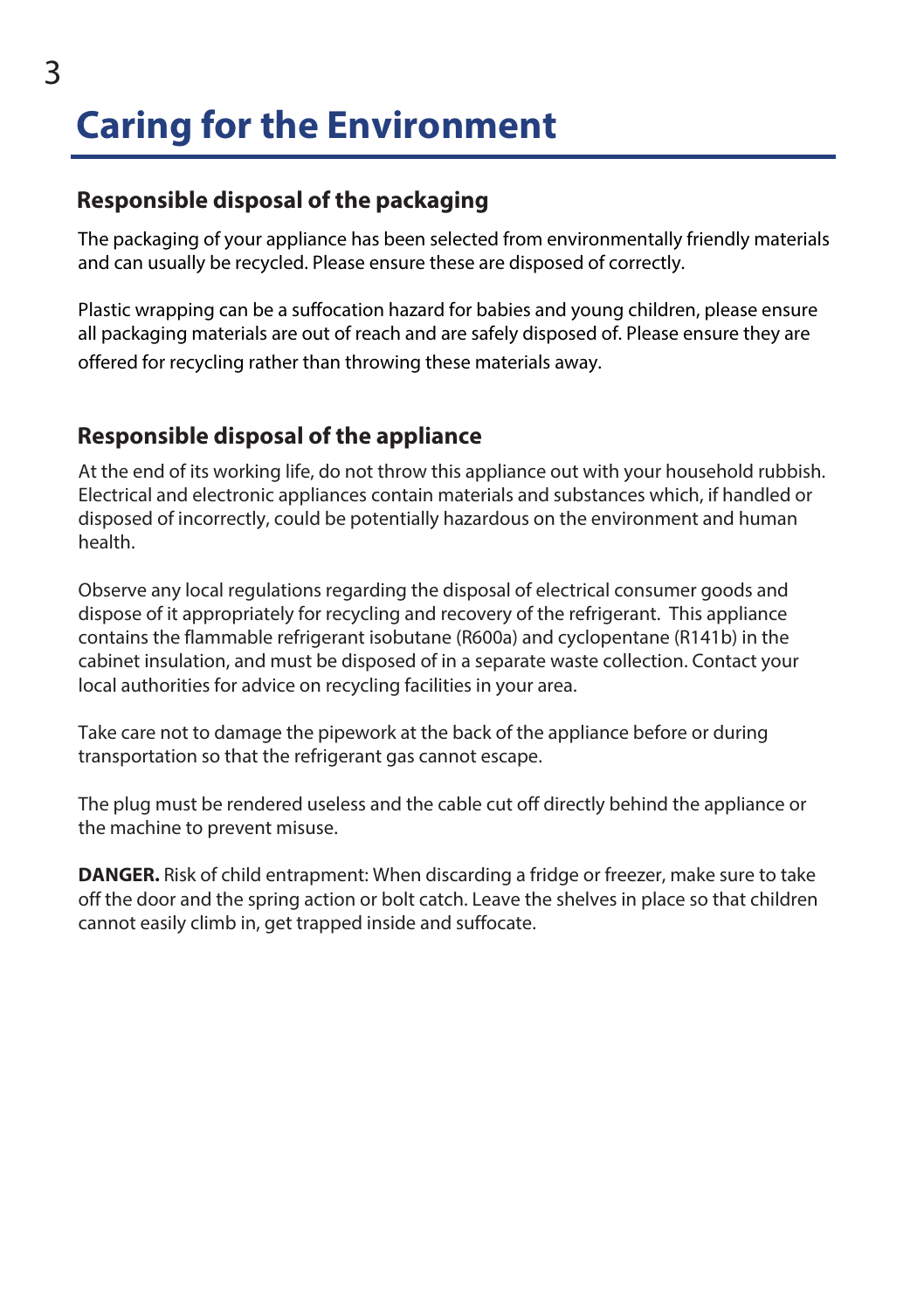# Caring for the Environment

## Responsible disposal of the packaging

The packaging of your appliance has been selected from environmentally friendly materials and can usually be recycled. Please ensure these are disposed of correctly.

Plastic wrapping can be a suffocation hazard for babies and young children, please ensure all packaging materials are out of reach and are safely disposed of. Please ensure they are offered for recycling rather than throwing these materials away.

## Responsible disposal of the appliance

At the end of its working life, do not throw this appliance out with your household rubbish. Electrical and electronic appliances contain materials and substances which, if handled or disposed of incorrectly, could be potentially hazardous on the environment and human health.

Observe any local regulations regarding the disposal of electrical consumer goods and dispose of it appropriately for recycling and recovery of the refrigerant. This appliance contains the flammable refrigerant isobutane (R600a) and cyclopentane (R141b) in the cabinet insulation, and must be disposed of in a separate waste collection. Contact your local authorities for advice on recycling facilities in your area.

Take care not to damage the pipework at the back of the appliance before or during transportation so that the refrigerant gas cannot escape.

The plug must be rendered useless and the cable cut off directly behind the appliance or the machine to prevent misuse.

**DANGER.** Risk of child entrapment: When discarding a fridge or freezer, make sure to take off the door and the spring action or bolt catch. Leave the shelves in place so that children cannot easily climb in, get trapped inside and suffocate.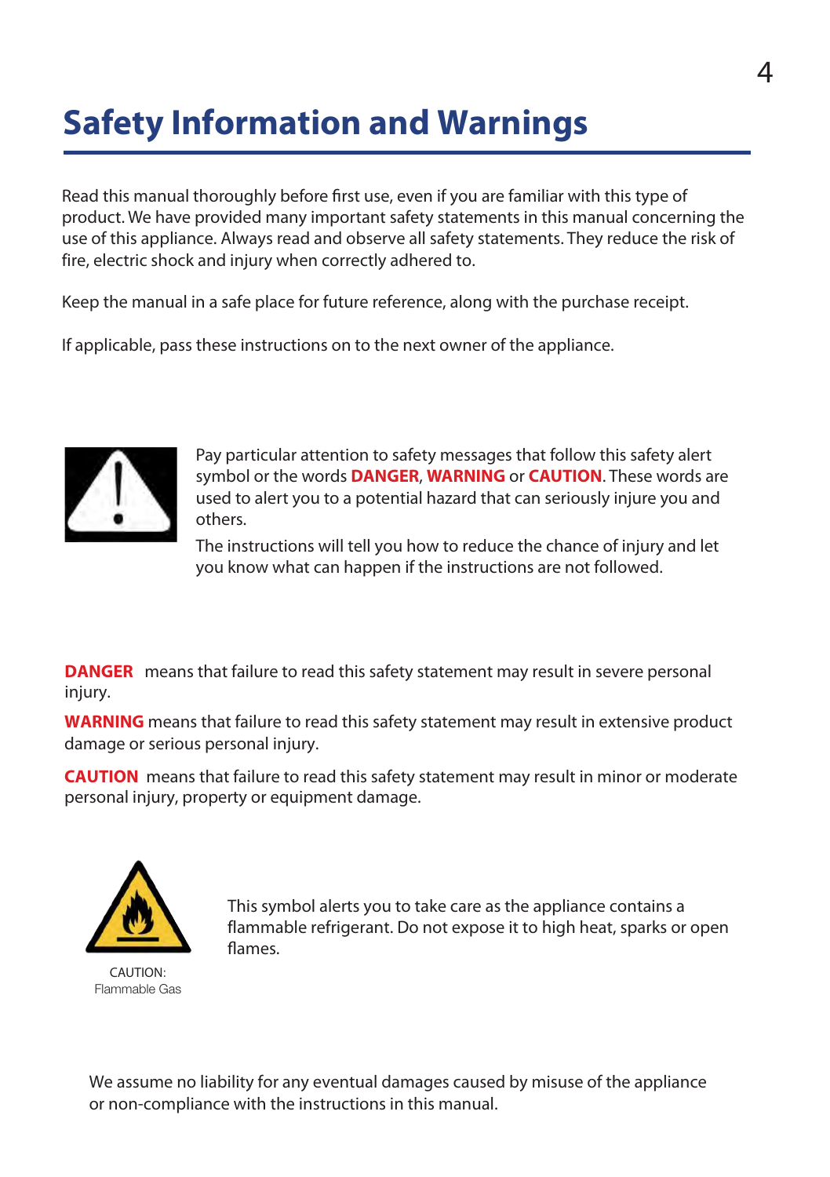# Safety Information and Warnings

Read this manual thoroughly before first use, even if you are familiar with this type of product. We have provided many important safety statements in this manual concerning the use of this appliance. Always read and observe all safety statements. They reduce the risk of fire, electric shock and injury when correctly adhered to.

Keep the manual in a safe place for future reference, along with the purchase receipt.

If applicable, pass these instructions on to the next owner of the appliance.

Pay particular attention to safety messages that follow this safety alert symbol or the words **DANGER**, **WARNING** or **CAUTION**. These words are used to alert you to a potential hazard that can seriously injure you and others.

The instructions will tell you how to reduce the chance of injury and let you know what can happen if the instructions are not followed.

**DANGER** means that failure to read this safety statement may result in severe personal injury.

**WARNING** means that failure to read this safety statement may result in extensive product damage or serious personal injury.

**CAUTION** means that failure to read this safety statement may result in minor or moderate personal injury, property or equipment damage.

CAUTION: Flammable Gas

This symbol alerts you to take care as the appliance contains a flammable refrigerant. Do not expose it to high heat, sparks or open flames.

We assume no liability for any eventual damages caused by misuse of the appliance or non-compliance with the instructions in this manual.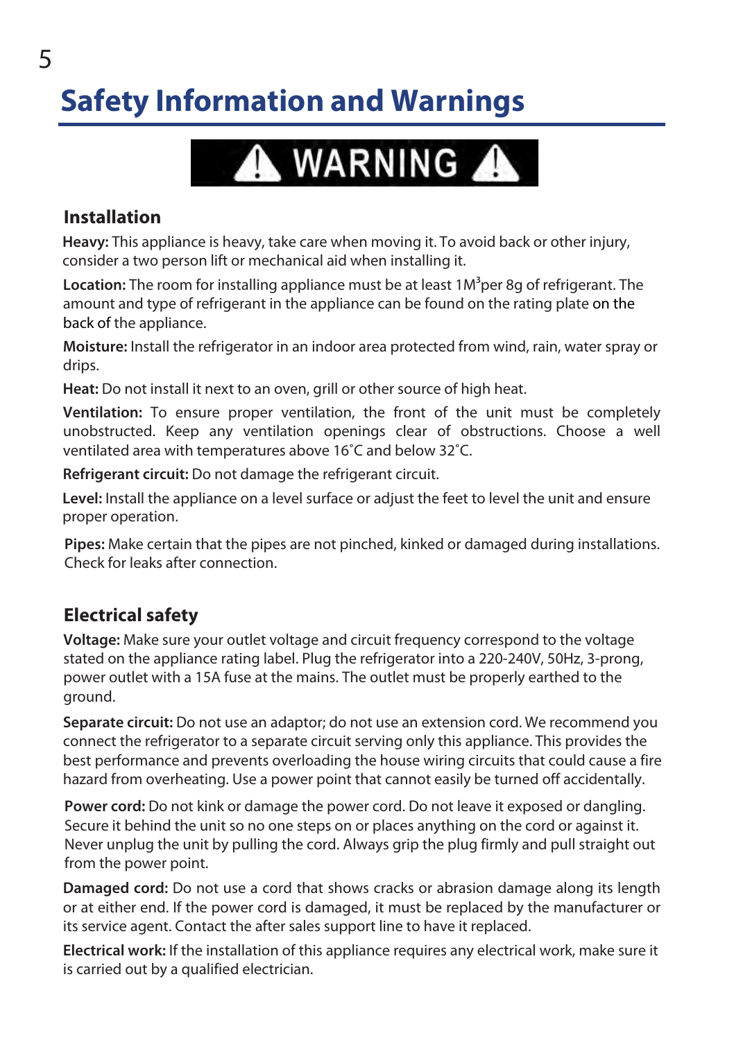# Safety Information and Warnings

**⚠ WARNING ⚠**

## Installation

**Heavy:** This appliance is heavy, take care when moving it. To avoid back or other injury, consider a two person lift or mechanical aid when installing it.

**Location:** The room for installing appliance must be at least $1M^3$per 8g of refrigerant. The amount and type of refrigerant in the appliance can be found on the rating plate on the back of the appliance.

**Moisture:** Install the refrigerator in an indoor area protected from wind, rain, water spray or drips.

**Heat:** Do not install it next to an oven, grill or other source of high heat.

**Ventilation:** To ensure proper ventilation, the front of the unit must be completely unobstructed. Keep any ventilation openings clear of obstructions. Choose a well ventilated area with temperatures above 16˚C and below 32˚C.

**Refrigerant circuit:** Do not damage the refrigerant circuit.

**Level:** Install the appliance on a level surface or adjust the feet to level the unit and ensure proper operation.

**Pipes:** Make certain that the pipes are not pinched, kinked or damaged during installations. Check for leaks after connection.

## Electrical safety

**Voltage:** Make sure your outlet voltage and circuit frequency correspond to the voltage stated on the appliance rating label. Plug the refrigerator into a 220-240V, 50Hz, 3-prong, power outlet with a 15A fuse at the mains. The outlet must be properly earthed to the ground.

**Separate circuit:** Do not use an adaptor; do not use an extension cord. We recommend you connect the refrigerator to a separate circuit serving only this appliance. This provides the best performance and prevents overloading the house wiring circuits that could cause a fire hazard from overheating. Use a power point that cannot easily be turned off accidentally.

**Power cord:** Do not kink or damage the power cord. Do not leave it exposed or dangling. Secure it behind the unit so no one steps on or places anything on the cord or against it. Never unplug the unit by pulling the cord. Always grip the plug firmly and pull straight out from the power point.

**Damaged cord:** Do not use a cord that shows cracks or abrasion damage along its length or at either end. If the power cord is damaged, it must be replaced by the manufacturer or its service agent. Contact the after sales support line to have it replaced.

**Electrical work:** If the installation of this appliance requires any electrical work, make sure it is carried out by a qualified electrician.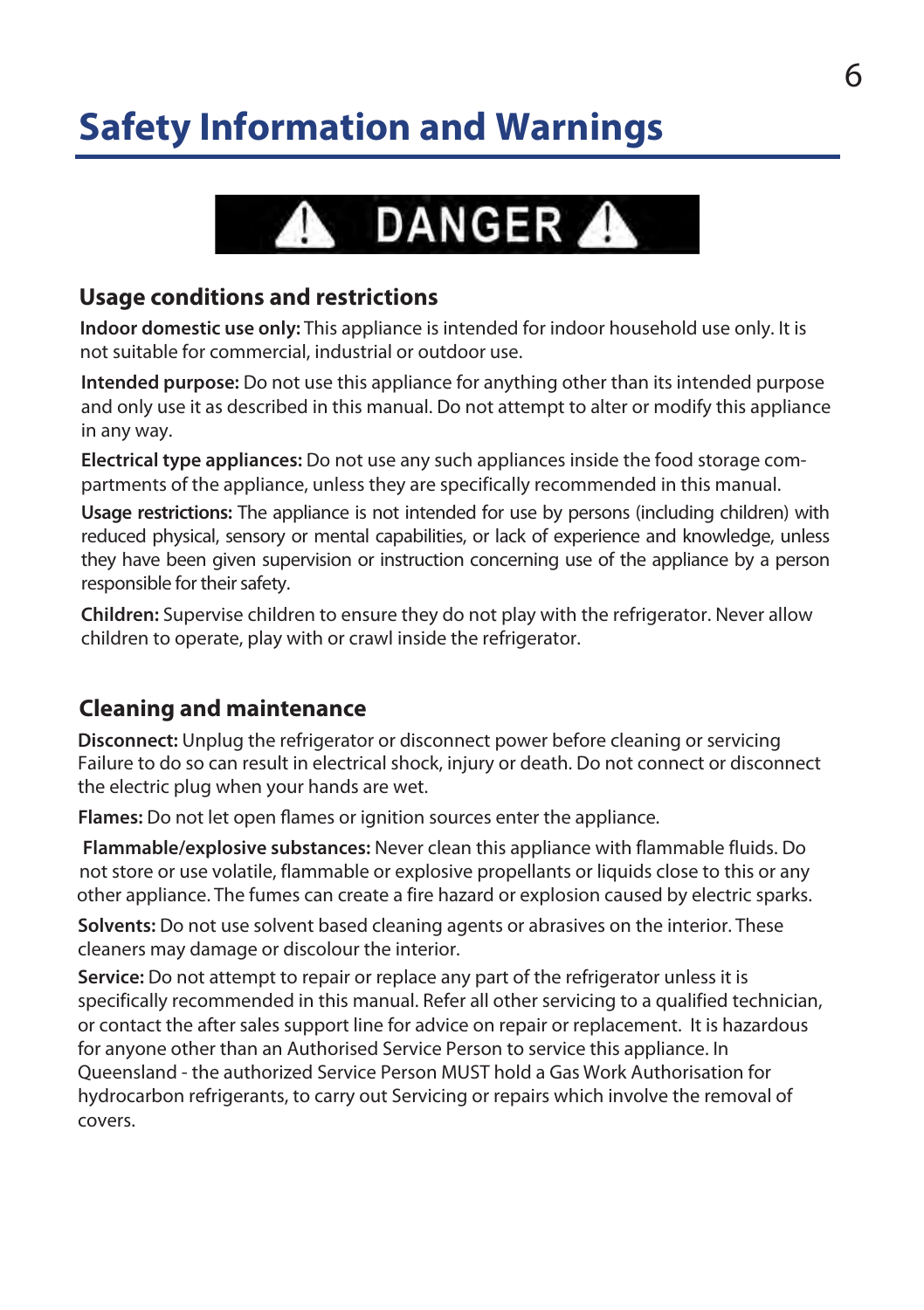# Safety Information and Warnings

**⚠ DANGER ⚠**

## Usage conditions and restrictions

**Indoor domestic use only:** This appliance is intended for indoor household use only. It is not suitable for commercial, industrial or outdoor use.

**Intended purpose:** Do not use this appliance for anything other than its intended purpose and only use it as described in this manual. Do not attempt to alter or modify this appliance in any way.

**Electrical type appliances:** Do not use any such appliances inside the food storage compartments of the appliance, unless they are specifically recommended in this manual.

**Usage restrictions:** The appliance is not intended for use by persons (including children) with reduced physical, sensory or mental capabilities, or lack of experience and knowledge, unless they have been given supervision or instruction concerning use of the appliance by a person responsible for their safety.

**Children:** Supervise children to ensure they do not play with the refrigerator. Never allow children to operate, play with or crawl inside the refrigerator.

## Cleaning and maintenance

**Disconnect:** Unplug the refrigerator or disconnect power before cleaning or servicing Failure to do so can result in electrical shock, injury or death. Do not connect or disconnect the electric plug when your hands are wet.

**Flames:** Do not let open flames or ignition sources enter the appliance.

**Flammable/explosive substances:** Never clean this appliance with flammable fluids. Do not store or use volatile, flammable or explosive propellants or liquids close to this or any other appliance. The fumes can create a fire hazard or explosion caused by electric sparks.

**Solvents:** Do not use solvent based cleaning agents or abrasives on the interior. These cleaners may damage or discolour the interior.

**Service:** Do not attempt to repair or replace any part of the refrigerator unless it is specifically recommended in this manual. Refer all other servicing to a qualified technician, or contact the after sales support line for advice on repair or replacement. It is hazardous for anyone other than an Authorised Service Person to service this appliance. In Queensland - the authorized Service Person MUST hold a Gas Work Authorisation for hydrocarbon refrigerants, to carry out Servicing or repairs which involve the removal of covers.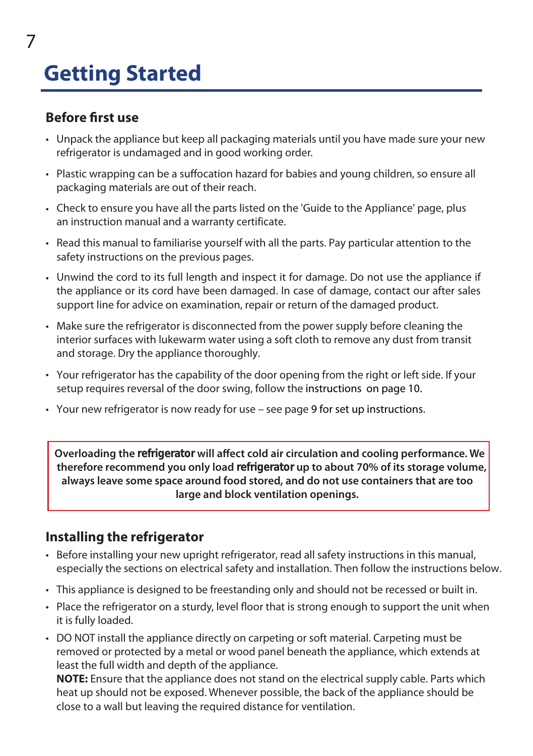# Getting Started

## Before first use

- Unpack the appliance but keep all packaging materials until you have made sure your new refrigerator is undamaged and in good working order.
- Plastic wrapping can be a suffocation hazard for babies and young children, so ensure all packaging materials are out of their reach.
- Check to ensure you have all the parts listed on the 'Guide to the Appliance' page, plus an instruction manual and a warranty certificate.
- Read this manual to familiarise yourself with all the parts. Pay particular attention to the safety instructions on the previous pages.
- Unwind the cord to its full length and inspect it for damage. Do not use the appliance if the appliance or its cord have been damaged. In case of damage, contact our after sales support line for advice on examination, repair or return of the damaged product.
- Make sure the refrigerator is disconnected from the power supply before cleaning the interior surfaces with lukewarm water using a soft cloth to remove any dust from transit and storage. Dry the appliance thoroughly.
- Your refrigerator has the capability of the door opening from the right or left side. If your setup requires reversal of the door swing, follow the instructions on page 10.
- Your new refrigerator is now ready for use – see page 9 for set up instructions.

**Overloading the refrigerator will affect cold air circulation and cooling performance. We therefore recommend you only load refrigerator up to about 70% of its storage volume, always leave some space around food stored, and do not use containers that are too large and block ventilation openings.**

## Installing the refrigerator

- Before installing your new upright refrigerator, read all safety instructions in this manual, especially the sections on electrical safety and installation. Then follow the instructions below.
- This appliance is designed to be freestanding only and should not be recessed or built in.
- Place the refrigerator on a sturdy, level floor that is strong enough to support the unit when it is fully loaded.
- DO NOT install the appliance directly on carpeting or soft material. Carpeting must be removed or protected by a metal or wood panel beneath the appliance, which extends at least the full width and depth of the appliance.
  **NOTE:** Ensure that the appliance does not stand on the electrical supply cable. Parts which heat up should not be exposed. Whenever possible, the back of the appliance should be close to a wall but leaving the required distance for ventilation.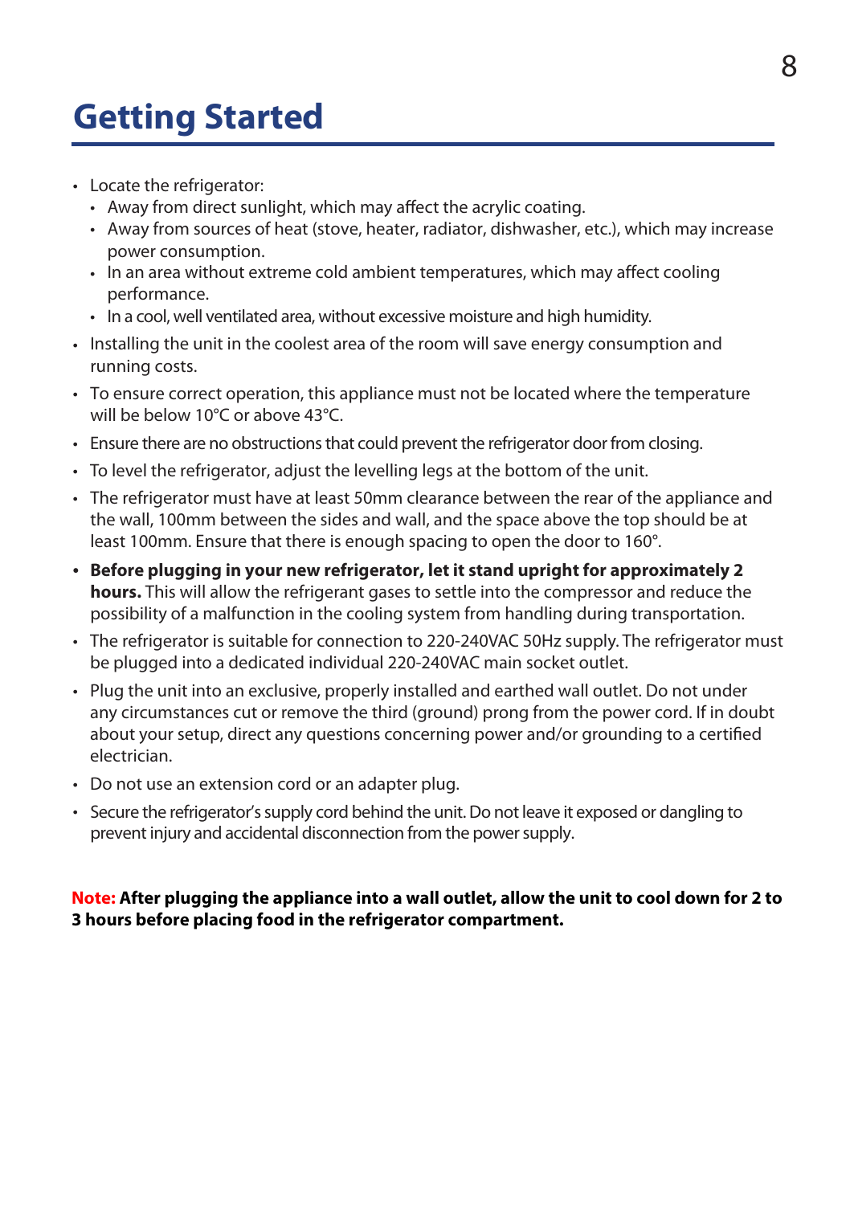# Getting Started

- Locate the refrigerator:
  - Away from direct sunlight, which may affect the acrylic coating.
  - Away from sources of heat (stove, heater, radiator, dishwasher, etc.), which may increase power consumption.
  - In an area without extreme cold ambient temperatures, which may affect cooling performance.
  - In a cool, well ventilated area, without excessive moisture and high humidity.
- Installing the unit in the coolest area of the room will save energy consumption and running costs.
- To ensure correct operation, this appliance must not be located where the temperature will be below 10°C or above 43°C.
- Ensure there are no obstructions that could prevent the refrigerator door from closing.
- To level the refrigerator, adjust the levelling legs at the bottom of the unit.
- The refrigerator must have at least 50mm clearance between the rear of the appliance and the wall, 100mm between the sides and wall, and the space above the top should be at least 100mm. Ensure that there is enough spacing to open the door to 160°.
- **Before plugging in your new refrigerator, let it stand upright for approximately 2 hours.** This will allow the refrigerant gases to settle into the compressor and reduce the possibility of a malfunction in the cooling system from handling during transportation.
- The refrigerator is suitable for connection to 220-240VAC 50Hz supply. The refrigerator must be plugged into a dedicated individual 220-240VAC main socket outlet.
- Plug the unit into an exclusive, properly installed and earthed wall outlet. Do not under any circumstances cut or remove the third (ground) prong from the power cord. If in doubt about your setup, direct any questions concerning power and/or grounding to a certified electrician.
- Do not use an extension cord or an adapter plug.
- Secure the refrigerator's supply cord behind the unit. Do not leave it exposed or dangling to prevent injury and accidental disconnection from the power supply.

**Note: After plugging the appliance into a wall outlet, allow the unit to cool down for 2 to 3 hours before placing food in the refrigerator compartment.**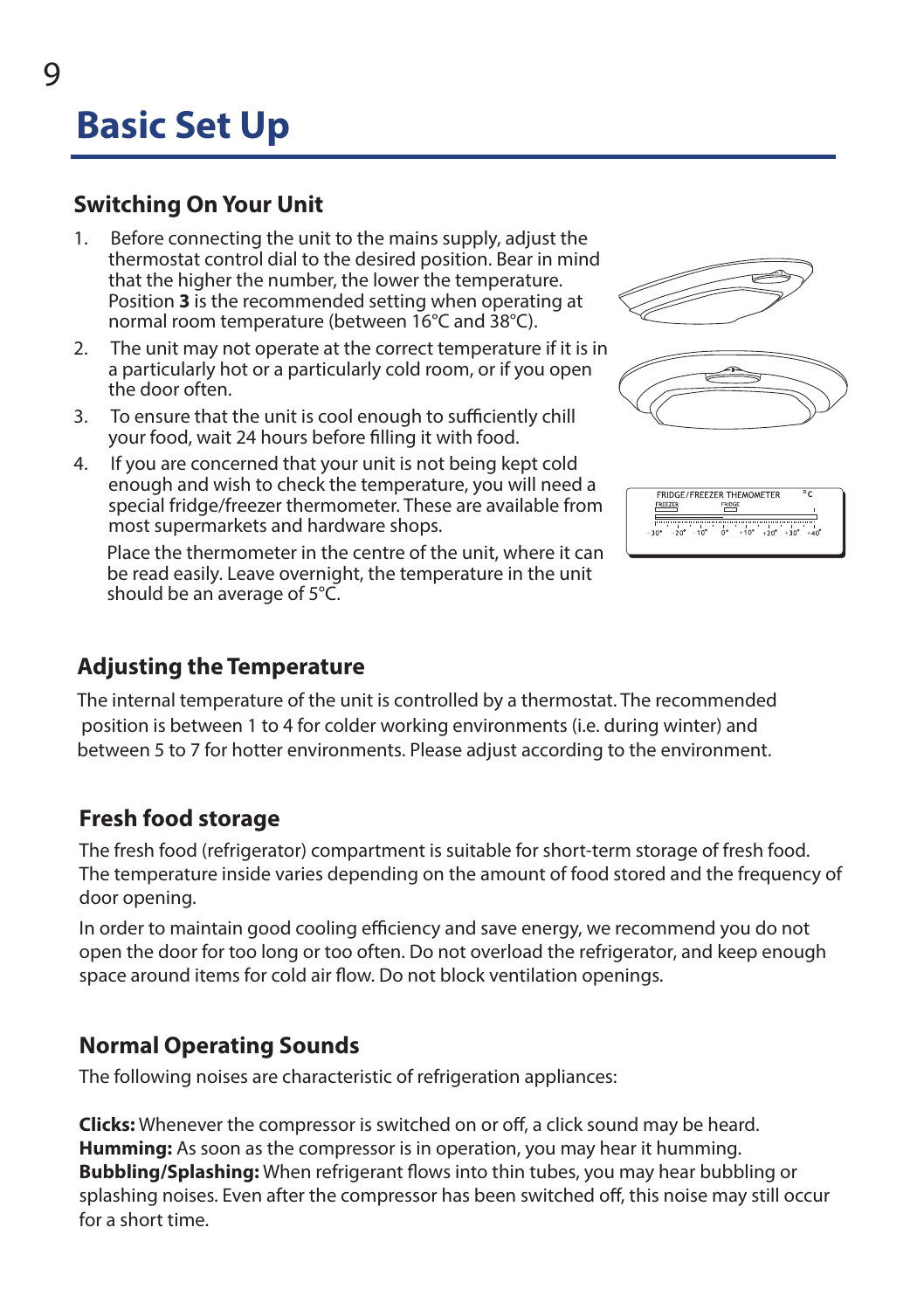# Basic Set Up

## Switching On Your Unit

1. Before connecting the unit to the mains supply, adjust the thermostat control dial to the desired position. Bear in mind that the higher the number, the lower the temperature. Position **3** is the recommended setting when operating at normal room temperature (between 16°C and 38°C).
2. The unit may not operate at the correct temperature if it is in a particularly hot or a particularly cold room, or if you open the door often.
3. To ensure that the unit is cool enough to sufficiently chill your food, wait 24 hours before filling it with food.
4. If you are concerned that your unit is not being kept cold enough and wish to check the temperature, you will need a special fridge/freezer thermometer. These are available from most supermarkets and hardware shops.

   Place the thermometer in the centre of the unit, where it can be read easily. Leave overnight, the temperature in the unit should be an average of 5°C.

## Adjusting the Temperature

The internal temperature of the unit is controlled by a thermostat. The recommended position is between 1 to 4 for colder working environments (i.e. during winter) and between 5 to 7 for hotter environments. Please adjust according to the environment.

## Fresh food storage

The fresh food (refrigerator) compartment is suitable for short-term storage of fresh food. The temperature inside varies depending on the amount of food stored and the frequency of door opening.

In order to maintain good cooling efficiency and save energy, we recommend you do not open the door for too long or too often. Do not overload the refrigerator, and keep enough space around items for cold air flow. Do not block ventilation openings.

## Normal Operating Sounds

The following noises are characteristic of refrigeration appliances:

**Clicks:** Whenever the compressor is switched on or off, a click sound may be heard.
**Humming:** As soon as the compressor is in operation, you may hear it humming.
**Bubbling/Splashing:** When refrigerant flows into thin tubes, you may hear bubbling or splashing noises. Even after the compressor has been switched off, this noise may still occur for a short time.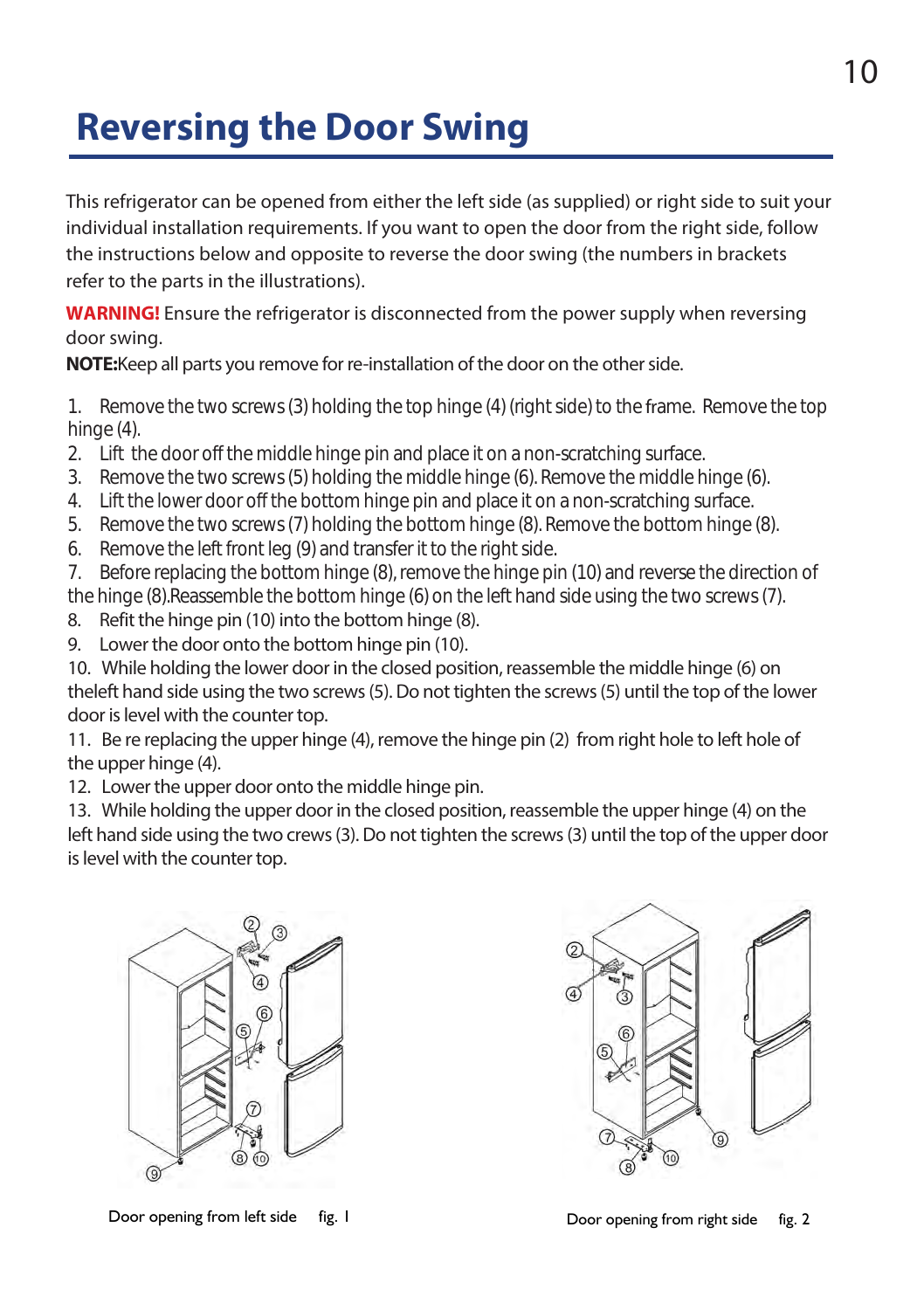# Reversing the Door Swing

This refrigerator can be opened from either the left side (as supplied) or right side to suit your individual installation requirements. If you want to open the door from the right side, follow the instructions below and opposite to reverse the door swing (the numbers in brackets refer to the parts in the illustrations).

**WARNING!** Ensure the refrigerator is disconnected from the power supply when reversing door swing.

**NOTE:**Keep all parts you remove for re-installation of the door on the other side.

1. Remove the two screws (3) holding the top hinge (4) (right side) to the frame. Remove the top hinge (4).
2. Lift the door off the middle hinge pin and place it on a non-scratching surface.
3. Remove the two screws (5) holding the middle hinge (6). Remove the middle hinge (6).
4. Lift the lower door off the bottom hinge pin and place it on a non-scratching surface.
5. Remove the two screws (7) holding the bottom hinge (8). Remove the bottom hinge (8).
6. Remove the left front leg (9) and transfer it to the right side.
7. Before replacing the bottom hinge (8), remove the hinge pin (10) and reverse the direction of the hinge (8).Reassemble the bottom hinge (6) on the left hand side using the two screws (7).
8. Refit the hinge pin (10) into the bottom hinge (8).
9. Lower the door onto the bottom hinge pin (10).
10. While holding the lower door in the closed position, reassemble the middle hinge (6) on theleft hand side using the two screws (5). Do not tighten the screws (5) until the top of the lower door is level with the counter top.
11. Be re replacing the upper hinge (4), remove the hinge pin (2) from right hole to left hole of the upper hinge (4).
12. Lower the upper door onto the middle hinge pin.
13. While holding the upper door in the closed position, reassemble the upper hinge (4) on the left hand side using the two crews (3). Do not tighten the screws (3) until the top of the upper door is level with the counter top.

Door opening from left side fig. 1

Door opening from right side fig. 2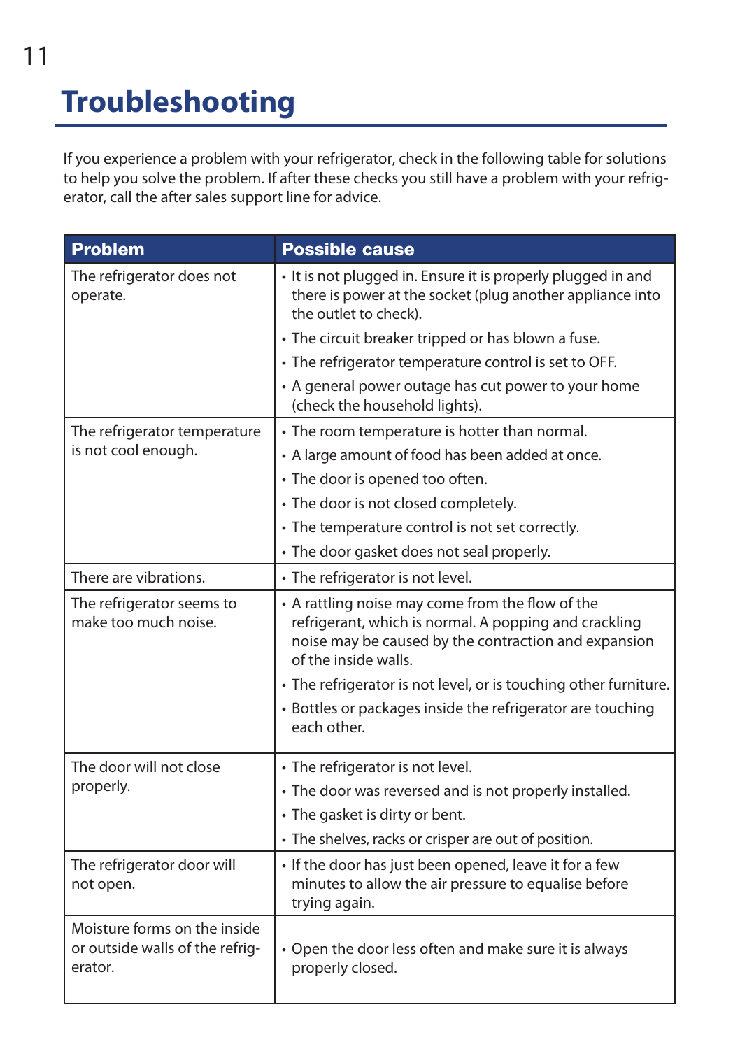# Troubleshooting

If you experience a problem with your refrigerator, check in the following table for solutions to help you solve the problem. If after these checks you still have a problem with your refrigerator, call the after sales support line for advice.

| Problem | Possible cause |
|---|---|
| The refrigerator does not operate. | • It is not plugged in. Ensure it is properly plugged in and there is power at the socket (plug another appliance into the outlet to check).<br>• The circuit breaker tripped or has blown a fuse.<br>• The refrigerator temperature control is set to OFF.<br>• A general power outage has cut power to your home (check the household lights). |
| The refrigerator temperature is not cool enough. | • The room temperature is hotter than normal.<br>• A large amount of food has been added at once.<br>• The door is opened too often.<br>• The door is not closed completely.<br>• The temperature control is not set correctly.<br>• The door gasket does not seal properly. |
| There are vibrations. | • The refrigerator is not level. |
| The refrigerator seems to make too much noise. | • A rattling noise may come from the flow of the refrigerant, which is normal. A popping and crackling noise may be caused by the contraction and expansion of the inside walls.<br>• The refrigerator is not level, or is touching other furniture.<br>• Bottles or packages inside the refrigerator are touching each other. |
| The door will not close properly. | • The refrigerator is not level.<br>• The door was reversed and is not properly installed.<br>• The gasket is dirty or bent.<br>• The shelves, racks or crisper are out of position. |
| The refrigerator door will not open. | • If the door has just been opened, leave it for a few minutes to allow the air pressure to equalise before trying again. |
| Moisture forms on the inside or outside walls of the refrigerator. | • Open the door less often and make sure it is always properly closed. |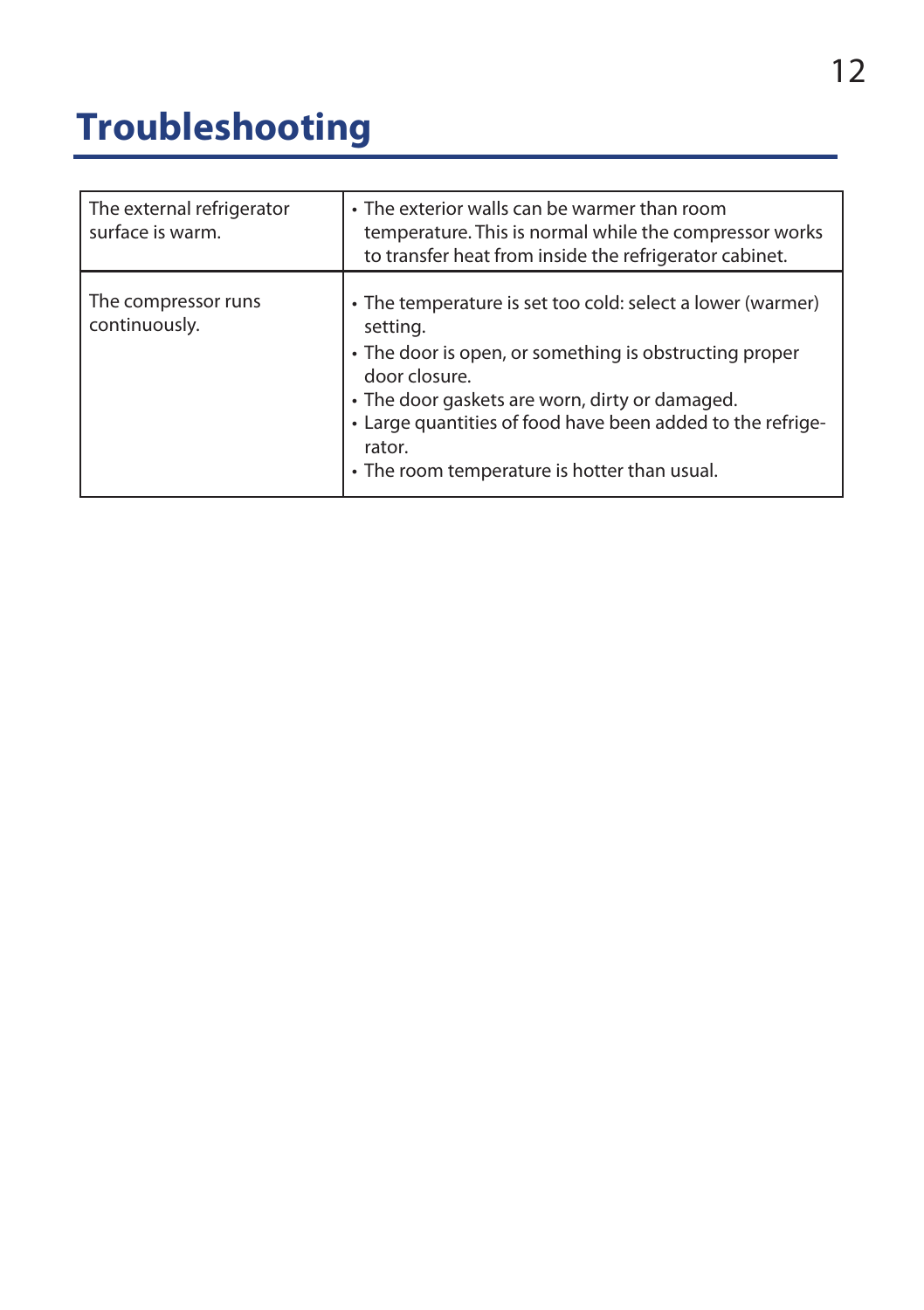# Troubleshooting

| | |
|---|---|
| The external refrigerator surface is warm. | • The exterior walls can be warmer than room temperature. This is normal while the compressor works to transfer heat from inside the refrigerator cabinet. |
| The compressor runs continuously. | • The temperature is set too cold: select a lower (warmer) setting.<br>• The door is open, or something is obstructing proper door closure.<br>• The door gaskets are worn, dirty or damaged.<br>• Large quantities of food have been added to the refrigerator.<br>• The room temperature is hotter than usual. |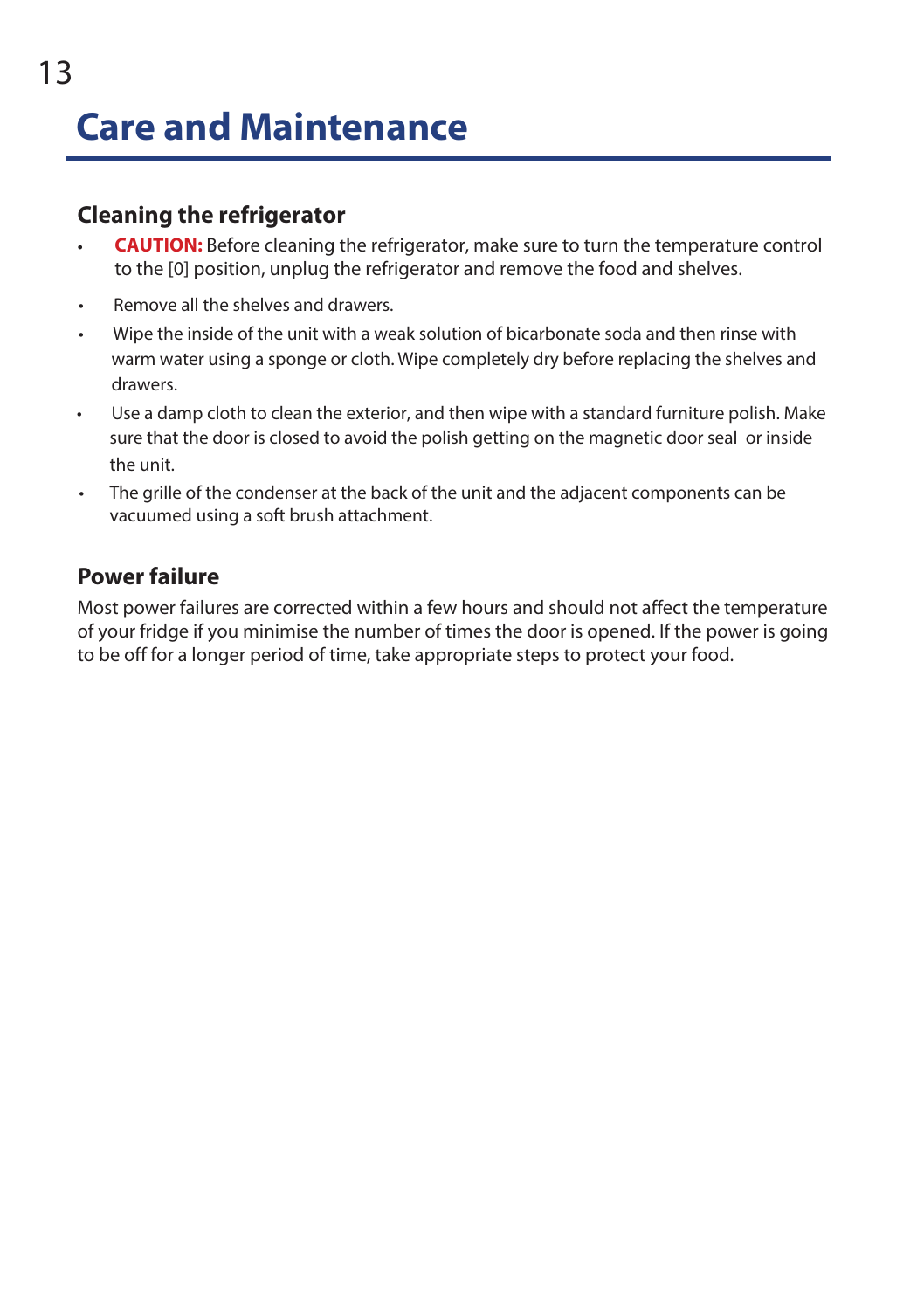# Care and Maintenance

## Cleaning the refrigerator

- **CAUTION:** Before cleaning the refrigerator, make sure to turn the temperature control to the [0] position, unplug the refrigerator and remove the food and shelves.
- Remove all the shelves and drawers.
- Wipe the inside of the unit with a weak solution of bicarbonate soda and then rinse with warm water using a sponge or cloth. Wipe completely dry before replacing the shelves and drawers.
- Use a damp cloth to clean the exterior, and then wipe with a standard furniture polish. Make sure that the door is closed to avoid the polish getting on the magnetic door seal or inside the unit.
- The grille of the condenser at the back of the unit and the adjacent components can be vacuumed using a soft brush attachment.

## Power failure

Most power failures are corrected within a few hours and should not affect the temperature of your fridge if you minimise the number of times the door is opened. If the power is going to be off for a longer period of time, take appropriate steps to protect your food.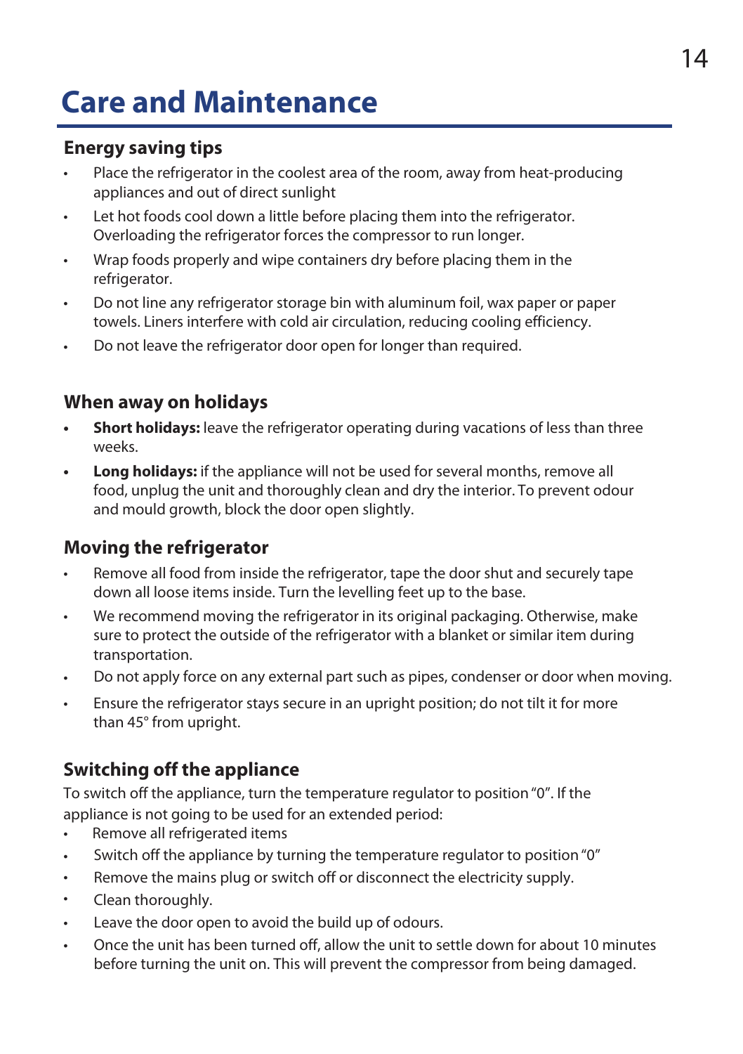# Care and Maintenance

## Energy saving tips

- Place the refrigerator in the coolest area of the room, away from heat-producing appliances and out of direct sunlight
- Let hot foods cool down a little before placing them into the refrigerator. Overloading the refrigerator forces the compressor to run longer.
- Wrap foods properly and wipe containers dry before placing them in the refrigerator.
- Do not line any refrigerator storage bin with aluminum foil, wax paper or paper towels. Liners interfere with cold air circulation, reducing cooling efficiency.
- Do not leave the refrigerator door open for longer than required.

## When away on holidays

- **Short holidays:** leave the refrigerator operating during vacations of less than three weeks.
- **Long holidays:** if the appliance will not be used for several months, remove all food, unplug the unit and thoroughly clean and dry the interior. To prevent odour and mould growth, block the door open slightly.

## Moving the refrigerator

- Remove all food from inside the refrigerator, tape the door shut and securely tape down all loose items inside. Turn the levelling feet up to the base.
- We recommend moving the refrigerator in its original packaging. Otherwise, make sure to protect the outside of the refrigerator with a blanket or similar item during transportation.
- Do not apply force on any external part such as pipes, condenser or door when moving.
- Ensure the refrigerator stays secure in an upright position; do not tilt it for more than 45° from upright.

## Switching off the appliance

To switch off the appliance, turn the temperature regulator to position "0". If the appliance is not going to be used for an extended period:

- Remove all refrigerated items
- Switch off the appliance by turning the temperature regulator to position "0"
- Remove the mains plug or switch off or disconnect the electricity supply.
- Clean thoroughly.
- Leave the door open to avoid the build up of odours.
- Once the unit has been turned off, allow the unit to settle down for about 10 minutes before turning the unit on. This will prevent the compressor from being damaged.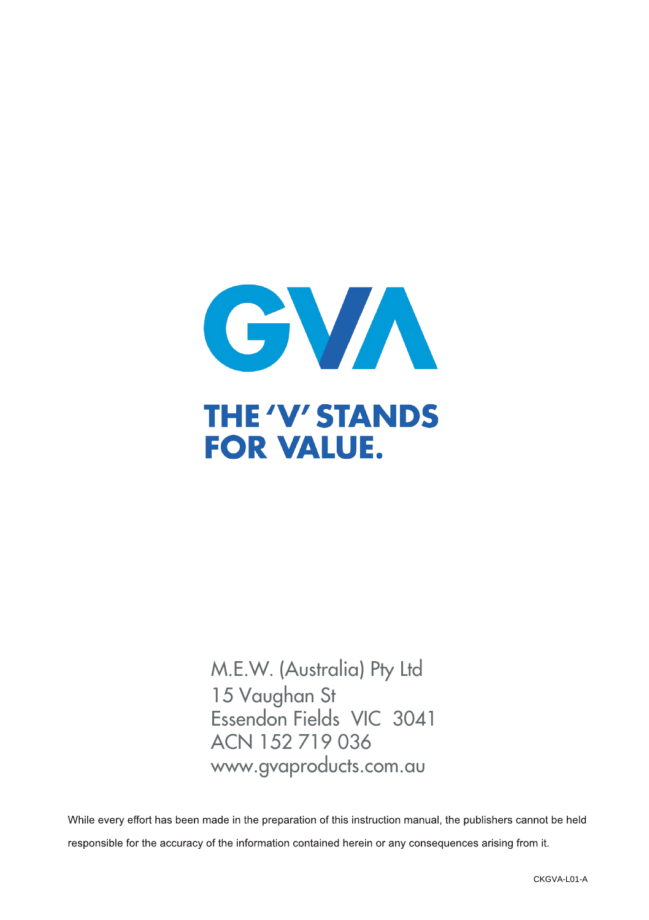GVA

**THE 'V' STANDS FOR VALUE.**

M.E.W. (Australia) Pty Ltd
15 Vaughan St
Essendon Fields VIC 3041
ACN 152 719 036
www.gvaproducts.com.au

While every effort has been made in the preparation of this instruction manual, the publishers cannot be held responsible for the accuracy of the information contained herein or any consequences arising from it.

CKGVA-L01-A